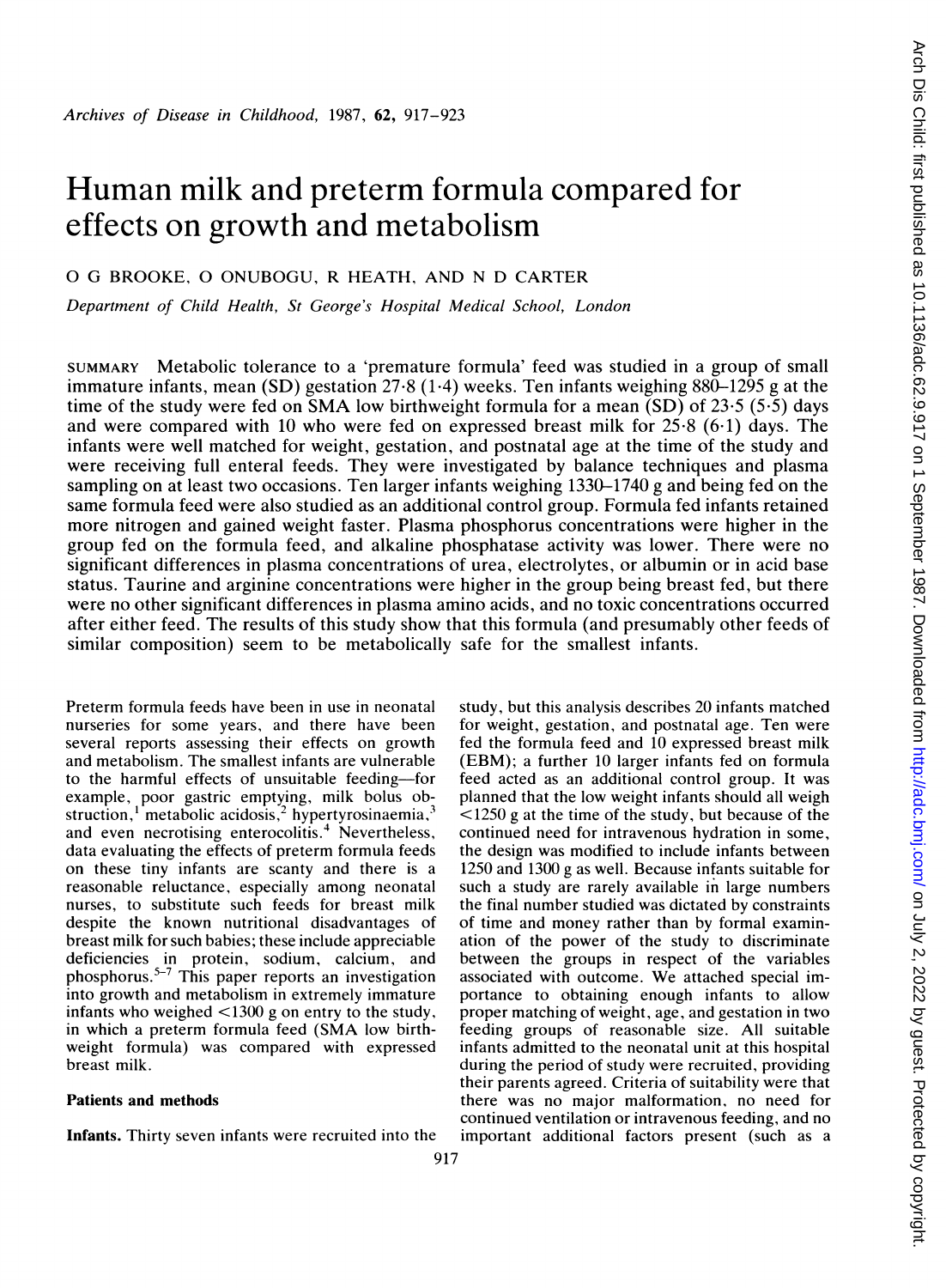# Human milk and preterm formula compared for effects on growth and metabolism

O G BROOKE, O ONUBOGU, R HEATH, AND N D CARTER

*Department of Child Health, St George's Hospital Medical School, London*

SUMMARY Metabolic tolerance to a 'premature formula' feed was studied in a group of small immature infants, mean (SD) gestation 27·8 (1·4) weeks. Ten infants weighing 880–1295 g at the time of the study were fed on SMA low birthweight formula for a mean (SD) of 23·5 (5·5) days and were compared with 10 who were fed on expressed breast milk for 25·8 (6·1) days. The infants were well matched for weight, gestation, and postnatal age at the time of the study and were receiving full enteral feeds. They were investigated by balance techniques and plasma sampling on at least two occasions. Ten larger infants weighing 1330–1740 g and being fed on the same formula feed were also studied as an additional control group. Formula fed infants retained more nitrogen and gained weight faster. Plasma phosphorus concentrations were higher in the group fed on the formula feed, and alkaline phosphatase activity was lower. There were no significant differences in plasma concentrations of urea, electrolytes, or albumin or in acid base status. Taurine and arginine concentrations were higher in the group being breast fed, but there were no other significant differences in plasma amino acids, and no toxic concentrations occurred after either feed. The results of this study show that this formula (and presumably other feeds of similar composition) seem to be metabolically safe for the smallest infants.

Preterm formula feeds have been in use in neonatal nurseries for some years, and there have been several reports assessing their effects on growth and metabolism. The smallest infants are vulnerable to the harmful effects of unsuitable feeding—for example, poor gastric emptying, milk bolus obstruction,[1] metabolic acidosis,[2] hypertyrosinaemia,[3] and even necrotising enterocolitis.[4] Nevertheless, data evaluating the effects of preterm formula feeds on these tiny infants are scanty and there is a reasonable reluctance, especially among neonatal nurses, to substitute such feeds for breast milk despite the known nutritional disadvantages of breast milk for such babies; these include appreciable deficiencies in protein, sodium, calcium, and phosphorus.[5–7] This paper reports an investigation into growth and metabolism in extremely immature infants who weighed <1300 g on entry to the study, in which a preterm formula feed (SMA low birthweight formula) was compared with expressed breast milk.

## Patients and methods

**Infants.** Thirty seven infants were recruited into the study, but this analysis describes 20 infants matched for weight, gestation, and postnatal age. Ten were fed the formula feed and 10 expressed breast milk (EBM); a further 10 larger infants fed on formula feed acted as an additional control group. It was planned that the low weight infants should all weigh <1250 g at the time of the study, but because of the continued need for intravenous hydration in some, the design was modified to include infants between 1250 and 1300 g as well. Because infants suitable for such a study are rarely available in large numbers the final number studied was dictated by constraints of time and money rather than by formal examination of the power of the study to discriminate between the groups in respect of the variables associated with outcome. We attached special importance to obtaining enough infants to allow proper matching of weight, age, and gestation in two feeding groups of reasonable size. All suitable infants admitted to the neonatal unit at this hospital during the period of study were recruited, providing their parents agreed. Criteria of suitability were that there was no major malformation, no need for continued ventilation or intravenous feeding, and no important additional factors present (such as a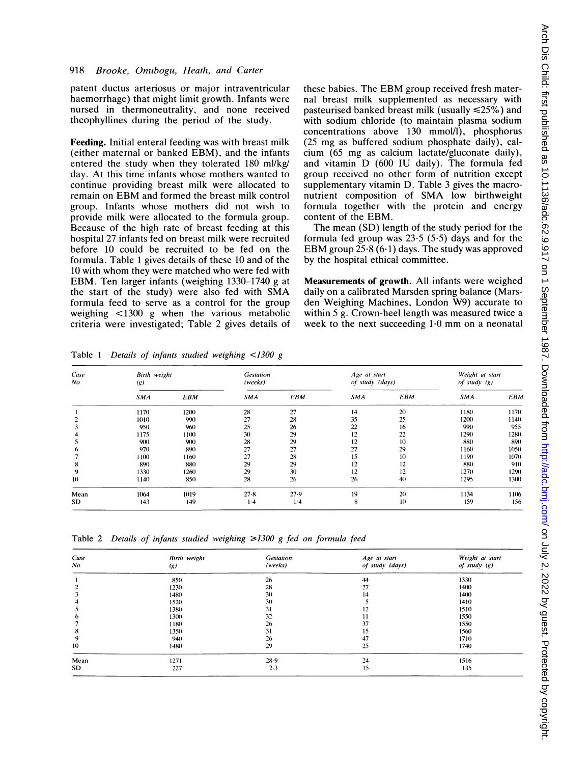patent ductus arteriosus or major intraventricular haemorrhage) that might limit growth. Infants were nursed in thermoneutrality, and none received theophyllines during the period of the study.

**Feeding.** Initial enteral feeding was with breast milk (either maternal or banked EBM), and the infants entered the study when they tolerated 180 ml/kg/day. At this time infants whose mothers wanted to continue providing breast milk were allocated to remain on EBM and formed the breast milk control group. Infants whose mothers did not wish to provide milk were allocated to the formula group. Because of the high rate of breast feeding at this hospital 27 infants fed on breast milk were recruited before 10 could be recruited to be fed on the formula. Table 1 gives details of these 10 and of the 10 with whom they were matched who were fed with EBM. Ten larger infants (weighing 1330–1740 g at the start of the study) were also fed with SMA formula feed to serve as a control for the group weighing <1300 g when the various metabolic criteria were investigated; Table 2 gives details of these babies. The EBM group received fresh maternal breast milk supplemented as necessary with pasteurised banked breast milk (usually ≤25%) and with sodium chloride (to maintain plasma sodium concentrations above 130 mmol/l), phosphorus (25 mg as buffered sodium phosphate daily), calcium (65 mg as calcium lactate/gluconate daily), and vitamin D (600 IU daily). The formula fed group received no other form of nutrition except supplementary vitamin D. Table 3 gives the macronutrient composition of SMA low birthweight formula together with the protein and energy content of the EBM.

The mean (SD) length of the study period for the formula fed group was 23·5 (5·5) days and for the EBM group 25·8 (6·1) days. The study was approved by the hospital ethical committee.

**Measurements of growth.** All infants were weighed daily on a calibrated Marsden spring balance (Marsden Weighing Machines, London W9) accurate to within 5 g. Crown-heel length was measured twice a week to the next succeeding 1·0 mm on a neonatal

Table 1 *Details of infants studied weighing <1300 g*

| Case No | Birth weight (g) | | Gestation (weeks) | | Age at start of study (days) | | Weight at start of study (g) | |
|---|---|---|---|---|---|---|---|---|
| | SMA | EBM | SMA | EBM | SMA | EBM | SMA | EBM |
| 1 | 1170 | 1200 | 28 | 27 | 14 | 20 | 1180 | 1170 |
| 2 | 1010 | 990 | 27 | 28 | 35 | 25 | 1200 | 1140 |
| 3 | 950 | 960 | 25 | 26 | 22 | 16 | 990 | 955 |
| 4 | 1175 | 1100 | 30 | 29 | 12 | 22 | 1290 | 1280 |
| 5 | 900 | 900 | 28 | 29 | 12 | 10 | 880 | 890 |
| 6 | 970 | 890 | 27 | 27 | 27 | 29 | 1160 | 1050 |
| 7 | 1100 | 1160 | 27 | 28 | 15 | 10 | 1190 | 1070 |
| 8 | 890 | 880 | 29 | 29 | 12 | 12 | 880 | 910 |
| 9 | 1330 | 1260 | 29 | 30 | 12 | 12 | 1270 | 1290 |
| 10 | 1140 | 850 | 28 | 26 | 26 | 40 | 1295 | 1300 |
| Mean | 1064 | 1019 | 27·8 | 27·9 | 19 | 20 | 1134 | 1106 |
| SD | 143 | 149 | 1·4 | 1·4 | 8 | 10 | 159 | 156 |

Table 2 *Details of infants studied weighing ≥1300 g fed on formula feed*

| Case No | Birth weight (g) | Gestation (weeks) | Age at start of study (days) | Weight at start of study (g) |
|---|---|---|---|---|
| 1 | 850 | 26 | 44 | 1330 |
| 2 | 1230 | 28 | 27 | 1400 |
| 3 | 1480 | 30 | 14 | 1400 |
| 4 | 1520 | 30 | 5 | 1410 |
| 5 | 1380 | 31 | 12 | 1510 |
| 6 | 1300 | 32 | 11 | 1550 |
| 7 | 1180 | 26 | 37 | 1550 |
| 8 | 1350 | 31 | 15 | 1560 |
| 9 | 940 | 26 | 47 | 1710 |
| 10 | 1480 | 29 | 25 | 1740 |
| Mean | 1271 | 28·9 | 24 | 1516 |
| SD | 227 | 2·3 | 15 | 135 |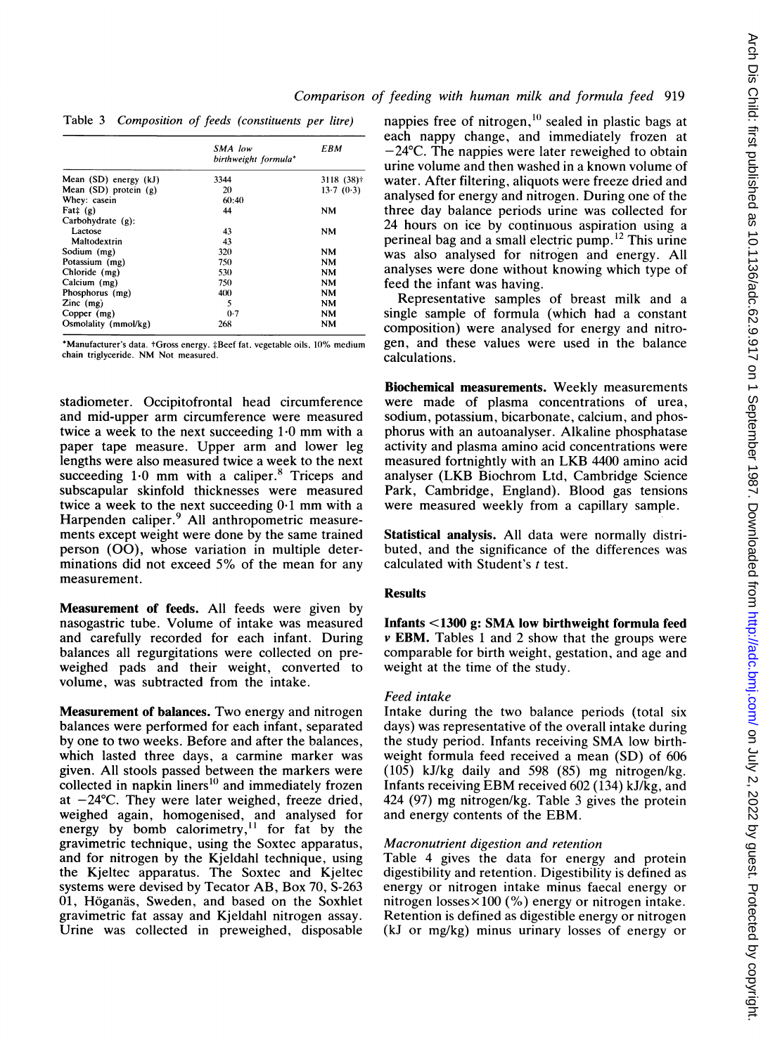Table 3 *Composition of feeds (constituents per litre)*

| | SMA low birthweight formula* | EBM |
|---|---|---|
| Mean (SD) energy (kJ) | 3344 | 3118 (38)† |
| Mean (SD) protein (g) | 20 | 13·7 (0·3) |
| Whey: casein | 60:40 | |
| Fat‡ (g) | 44 | NM |
| Carbohydrate (g): | | |
| Lactose | 43 | NM |
| Maltodextrin | 43 | |
| Sodium (mg) | 320 | NM |
| Potassium (mg) | 750 | NM |
| Chloride (mg) | 530 | NM |
| Calcium (mg) | 750 | NM |
| Phosphorus (mg) | 400 | NM |
| Zinc (mg) | 5 | NM |
| Copper (mg) | 0·7 | NM |
| Osmolality (mmol/kg) | 268 | NM |

*Manufacturer's data. †Gross energy. ‡Beef fat, vegetable oils, 10% medium chain triglyceride. NM Not measured.

stadiometer. Occipitofrontal head circumference and mid-upper arm circumference were measured twice a week to the next succeeding 1·0 mm with a paper tape measure. Upper arm and lower leg lengths were also measured twice a week to the next succeeding 1·0 mm with a caliper.[8] Triceps and subscapular skinfold thicknesses were measured twice a week to the next succeeding 0·1 mm with a Harpenden caliper.[9] All anthropometric measurements except weight were done by the same trained person (OO), whose variation in multiple determinations did not exceed 5% of the mean for any measurement.

**Measurement of feeds.** All feeds were given by nasogastric tube. Volume of intake was measured and carefully recorded for each infant. During balances all regurgitations were collected on preweighed pads and their weight, converted to volume, was subtracted from the intake.

**Measurement of balances.** Two energy and nitrogen balances were performed for each infant, separated by one to two weeks. Before and after the balances, which lasted three days, a carmine marker was given. All stools passed between the markers were collected in napkin liners[10] and immediately frozen at −24°C. They were later weighed, freeze dried, weighed again, homogenised, and analysed for energy by bomb calorimetry,[11] for fat by the gravimetric technique, using the Soxtec apparatus, and for nitrogen by the Kjeldahl technique, using the Kjeltec apparatus. The Soxtec and Kjeltec systems were devised by Tecator AB, Box 70, S-263 01, Höganäs, Sweden, and based on the Soxhlet gravimetric fat assay and Kjeldahl nitrogen assay. Urine was collected in preweighed, disposable nappies free of nitrogen,[10] sealed in plastic bags at each nappy change, and immediately frozen at −24°C. The nappies were later reweighed to obtain urine volume and then washed in a known volume of water. After filtering, aliquots were freeze dried and analysed for energy and nitrogen. During one of the three day balance periods urine was collected for 24 hours on ice by continuous aspiration using a perineal bag and a small electric pump.[12] This urine was also analysed for nitrogen and energy. All analyses were done without knowing which type of feed the infant was having.

Representative samples of breast milk and a single sample of formula (which had a constant composition) were analysed for energy and nitrogen, and these values were used in the balance calculations.

**Biochemical measurements.** Weekly measurements were made of plasma concentrations of urea, sodium, potassium, bicarbonate, calcium, and phosphorus with an autoanalyser. Alkaline phosphatase activity and plasma amino acid concentrations were measured fortnightly with an LKB 4400 amino acid analyser (LKB Biochrom Ltd, Cambridge Science Park, Cambridge, England). Blood gas tensions were measured weekly from a capillary sample.

**Statistical analysis.** All data were normally distributed, and the significance of the differences was calculated with Student's *t* test.

## Results

**Infants <1300 g: SMA low birthweight formula feed *v* EBM.** Tables 1 and 2 show that the groups were comparable for birth weight, gestation, and age and weight at the time of the study.

### *Feed intake*

Intake during the two balance periods (total six days) was representative of the overall intake during the study period. Infants receiving SMA low birthweight formula feed received a mean (SD) of 606 (105) kJ/kg daily and 598 (85) mg nitrogen/kg. Infants receiving EBM received 602 (134) kJ/kg, and 424 (97) mg nitrogen/kg. Table 3 gives the protein and energy contents of the EBM.

### *Macronutrient digestion and retention*

Table 4 gives the data for energy and protein digestibility and retention. Digestibility is defined as energy or nitrogen intake minus faecal energy or nitrogen losses×100 (%) energy or nitrogen intake. Retention is defined as digestible energy or nitrogen (kJ or mg/kg) minus urinary losses of energy or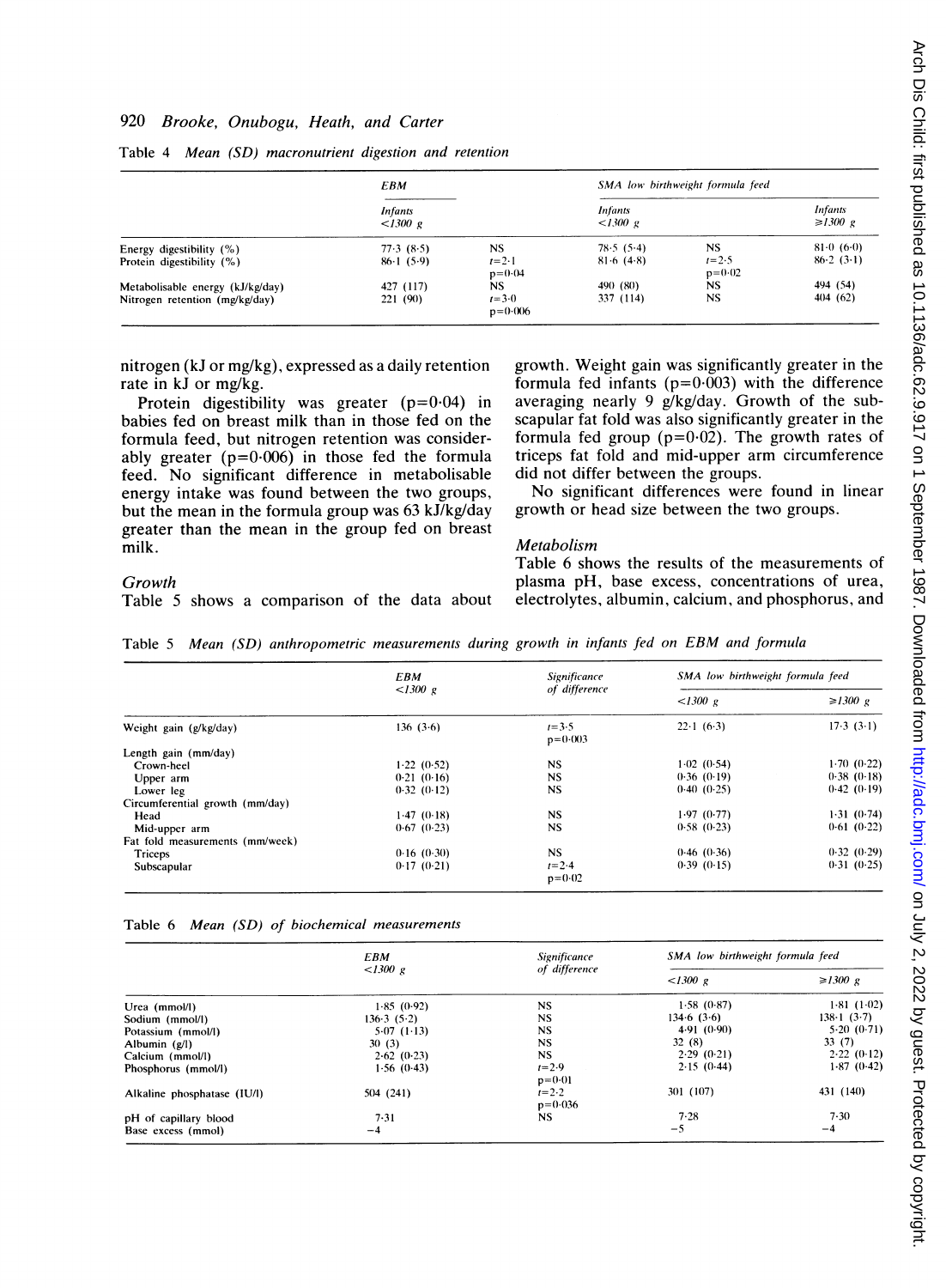Table 4 *Mean (SD) macronutrient digestion and retention*

| | EBM | | SMA low birthweight formula feed | | |
|---|---|---|---|---|---|
| | Infants <1300 g | | Infants <1300 g | | Infants ≥1300 g |
| Energy digestibility (%) | 77·3 (8·5) | NS | 78·5 (5·4) | NS | 81·0 (6·0) |
| Protein digestibility (%) | 86·1 (5·9) | $t$=2·1 p=0·04 | 81·6 (4·8) | $t$=2·5 p=0·02 | 86·2 (3·1) |
| Metabolisable energy (kJ/kg/day) | 427 (117) | NS | 490 (80) | NS | 494 (54) |
| Nitrogen retention (mg/kg/day) | 221 (90) | $t$=3·0 p=0·006 | 337 (114) | NS | 404 (62) |

nitrogen (kJ or mg/kg), expressed as a daily retention rate in kJ or mg/kg.

Protein digestibility was greater (p=0·04) in babies fed on breast milk than in those fed on the formula feed, but nitrogen retention was considerably greater (p=0·006) in those fed the formula feed. No significant difference in metabolisable energy intake was found between the two groups, but the mean in the formula group was 63 kJ/kg/day greater than the mean in the group fed on breast milk.

## *Growth*

Table 5 shows a comparison of the data about growth. Weight gain was significantly greater in the formula fed infants (p=0·003) with the difference averaging nearly 9 g/kg/day. Growth of the subscapular fat fold was also significantly greater in the formula fed group (p=0·02). The growth rates of triceps fat fold and mid-upper arm circumference did not differ between the groups.

No significant differences were found in linear growth or head size between the two groups.

## *Metabolism*

Table 6 shows the results of the measurements of plasma pH, base excess, concentrations of urea, electrolytes, albumin, calcium, and phosphorus, and

Table 5 *Mean (SD) anthropometric measurements during growth in infants fed on EBM and formula*

| | EBM <1300 g | Significance of difference | SMA low birthweight formula feed | |
|---|---|---|---|---|
| | | | <1300 g | ≥1300 g |
| Weight gain (g/kg/day) | 13·6 (3·6) | $t$=3·5 p=0·003 | 22·1 (6·3) | 17·3 (3·1) |
| Length gain (mm/day) | | | | |
| Crown-heel | 1·22 (0·52) | NS | 1·02 (0·54) | 1·70 (0·22) |
| Upper arm | 0·21 (0·16) | NS | 0·36 (0·19) | 0·38 (0·18) |
| Lower leg | 0·32 (0·12) | NS | 0·40 (0·25) | 0·42 (0·19) |
| Circumferential growth (mm/day) | | | | |
| Head | 1·47 (0·18) | NS | 1·97 (0·77) | 1·31 (0·74) |
| Mid-upper arm | 0·67 (0·23) | NS | 0·58 (0·23) | 0·61 (0·22) |
| Fat fold measurements (mm/week) | | | | |
| Triceps | 0·16 (0·30) | NS | 0·46 (0·36) | 0·32 (0·29) |
| Subscapular | 0·17 (0·21) | $t$=2·4 p=0·02 | 0·39 (0·15) | 0·31 (0·25) |

Table 6 *Mean (SD) of biochemical measurements*

| | EBM <1300 g | Significance of difference | SMA low birthweight formula feed | |
|---|---|---|---|---|
| | | | <1300 g | ≥1300 g |
| Urea (mmol/l) | 1·85 (0·92) | NS | 1·58 (0·87) | 1·81 (1·02) |
| Sodium (mmol/l) | 136·3 (5·2) | NS | 134·6 (3·6) | 138·1 (3·7) |
| Potassium (mmol/l) | 5·07 (1·13) | NS | 4·91 (0·90) | 5·20 (0·71) |
| Albumin (g/l) | 30 (3) | NS | 32 (8) | 33 (7) |
| Calcium (mmol/l) | 2·62 (0·23) | NS | 2·29 (0·21) | 2·22 (0·12) |
| Phosphorus (mmol/l) | 1·56 (0·43) | $t$=2·9 p=0·01 | 2·15 (0·44) | 1·87 (0·42) |
| Alkaline phosphatase (IU/l) | 504 (241) | $t$=2·2 p=0·036 | 301 (107) | 431 (140) |
| pH of capillary blood | 7·31 | NS | 7·28 | 7·30 |
| Base excess (mmol) | −4 | | −5 | −4 |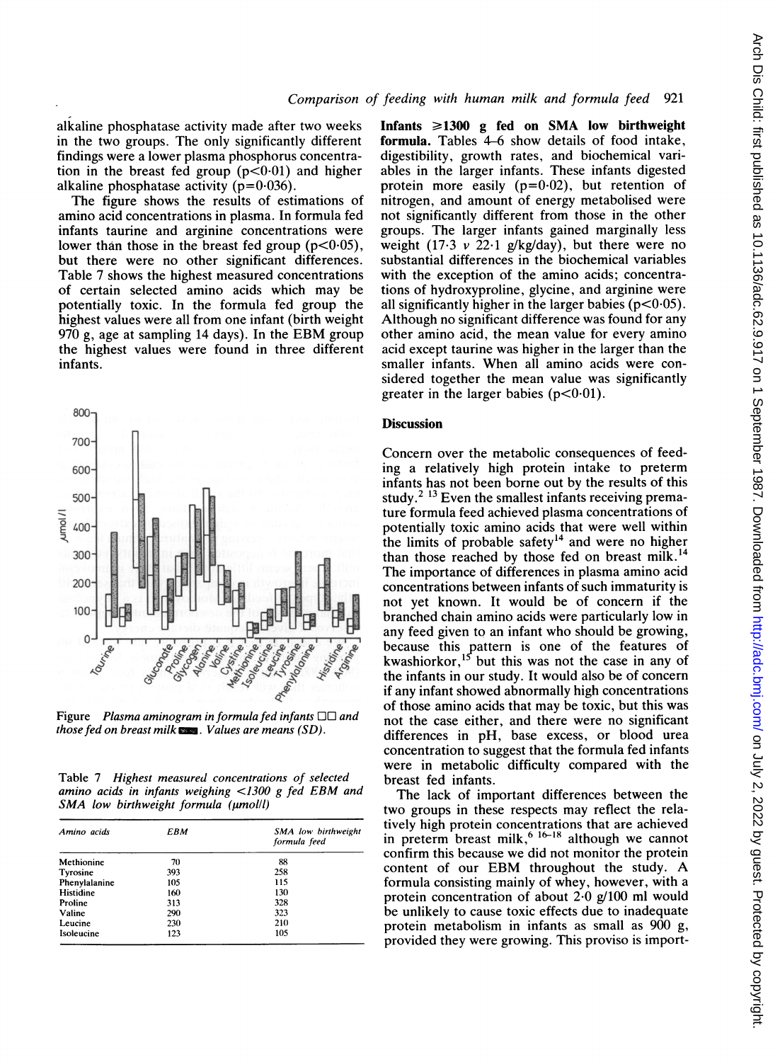alkaline phosphatase activity made after two weeks in the two groups. The only significantly different findings were a lower plasma phosphorus concentration in the breast fed group ($p<0.01$) and higher alkaline phosphatase activity ($p=0.036$).

The figure shows the results of estimations of amino acid concentrations in plasma. In formula fed infants taurine and arginine concentrations were lower than those in the breast fed group ($p<0.05$), but there were no other significant differences. Table 7 shows the highest measured concentrations of certain selected amino acids which may be potentially toxic. In the formula fed group the highest values were all from one infant (birth weight 970 g, age at sampling 14 days). In the EBM group the highest values were found in three different infants.

*Figure Plasma aminogram in formula fed infants □□ and those fed on breast milk ▩. Values are means (SD).*

Table 7 *Highest measured concentrations of selected amino acids in infants weighing <1300 g fed EBM and SMA low birthweight formula (μmol/l)*

| *Amino acids* | *EBM* | *SMA low birthweight formula feed* |
|---|---|---|
| Methionine | 70 | 88 |
| Tyrosine | 393 | 258 |
| Phenylalanine | 105 | 115 |
| Histidine | 160 | 130 |
| Proline | 313 | 328 |
| Valine | 290 | 323 |
| Leucine | 230 | 210 |
| Isoleucine | 123 | 105 |

**Infants ≥1300 g fed on SMA low birthweight formula.** Tables 4–6 show details of food intake, digestibility, growth rates, and biochemical variables in the larger infants. These infants digested protein more easily ($p=0.02$), but retention of nitrogen, and amount of energy metabolised were not significantly different from those in the other groups. The larger infants gained marginally less weight (17·3 *v* 22·1 g/kg/day), but there were no substantial differences in the biochemical variables with the exception of the amino acids; concentrations of hydroxyproline, glycine, and arginine were all significantly higher in the larger babies ($p<0.05$). Although no significant difference was found for any other amino acid, the mean value for every amino acid except taurine was higher in the larger than the smaller infants. When all amino acids were considered together the mean value was significantly greater in the larger babies ($p<0.01$).

## Discussion

Concern over the metabolic consequences of feeding a relatively high protein intake to preterm infants has not been borne out by the results of this study.[2 13] Even the smallest infants receiving premature formula feed achieved plasma concentrations of potentially toxic amino acids that were well within the limits of probable safety[14] and were no higher than those reached by those fed on breast milk.[14] The importance of differences in plasma amino acid concentrations between infants of such immaturity is not yet known. It would be of concern if the branched chain amino acids were particularly low in any feed given to an infant who should be growing, because this pattern is one of the features of kwashiorkor,[15] but this was not the case in any of the infants in our study. It would also be of concern if any infant showed abnormally high concentrations of those amino acids that may be toxic, but this was not the case either, and there were no significant differences in pH, base excess, or blood urea concentration to suggest that the formula fed infants were in metabolic difficulty compared with the breast fed infants.

The lack of important differences between the two groups in these respects may reflect the relatively high protein concentrations that are achieved in preterm breast milk,[6 16–18] although we cannot confirm this because we did not monitor the protein content of our EBM throughout the study. A formula consisting mainly of whey, however, with a protein concentration of about 2·0 g/100 ml would be unlikely to cause toxic effects due to inadequate protein metabolism in infants as small as 900 g, provided they were growing. This proviso is import-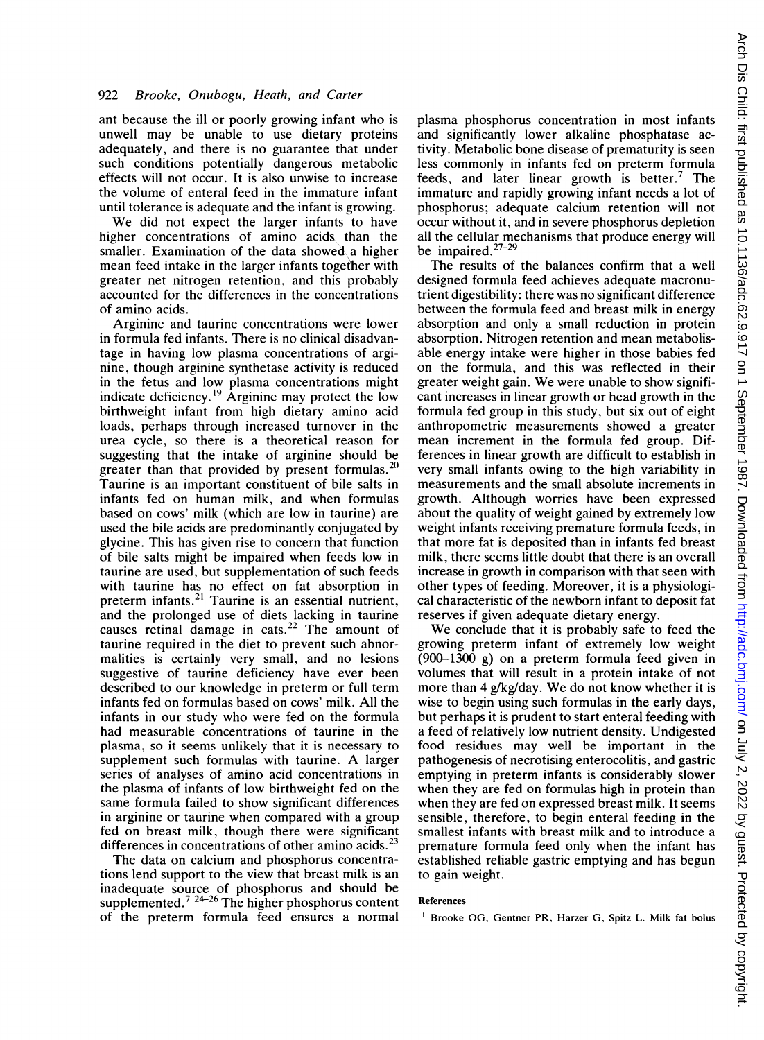ant because the ill or poorly growing infant who is unwell may be unable to use dietary proteins adequately, and there is no guarantee that under such conditions potentially dangerous metabolic effects will not occur. It is also unwise to increase the volume of enteral feed in the immature infant until tolerance is adequate and the infant is growing.

We did not expect the larger infants to have higher concentrations of amino acids than the smaller. Examination of the data showed a higher mean feed intake in the larger infants together with greater net nitrogen retention, and this probably accounted for the differences in the concentrations of amino acids.

Arginine and taurine concentrations were lower in formula fed infants. There is no clinical disadvantage in having low plasma concentrations of arginine, though arginine synthetase activity is reduced in the fetus and low plasma concentrations might indicate deficiency.[19] Arginine may protect the low birthweight infant from high dietary amino acid loads, perhaps through increased turnover in the urea cycle, so there is a theoretical reason for suggesting that the intake of arginine should be greater than that provided by present formulas.[20] Taurine is an important constituent of bile salts in infants fed on human milk, and when formulas based on cows' milk (which are low in taurine) are used the bile acids are predominantly conjugated by glycine. This has given rise to concern that function of bile salts might be impaired when feeds low in taurine are used, but supplementation of such feeds with taurine has no effect on fat absorption in preterm infants.[21] Taurine is an essential nutrient, and the prolonged use of diets lacking in taurine causes retinal damage in cats.[22] The amount of taurine required in the diet to prevent such abnormalities is certainly very small, and no lesions suggestive of taurine deficiency have ever been described to our knowledge in preterm or full term infants fed on formulas based on cows' milk. All the infants in our study who were fed on the formula had measurable concentrations of taurine in the plasma, so it seems unlikely that it is necessary to supplement such formulas with taurine. A larger series of analyses of amino acid concentrations in the plasma of infants of low birthweight fed on the same formula failed to show significant differences in arginine or taurine when compared with a group fed on breast milk, though there were significant differences in concentrations of other amino acids.[23]

The data on calcium and phosphorus concentrations lend support to the view that breast milk is an inadequate source of phosphorus and should be supplemented.[7, 24–26] The higher phosphorus content of the preterm formula feed ensures a normal plasma phosphorus concentration in most infants and significantly lower alkaline phosphatase activity. Metabolic bone disease of prematurity is seen less commonly in infants fed on preterm formula feeds, and later linear growth is better.[7] The immature and rapidly growing infant needs a lot of phosphorus; adequate calcium retention will not occur without it, and in severe phosphorus depletion all the cellular mechanisms that produce energy will be impaired.[27–29]

The results of the balances confirm that a well designed formula feed achieves adequate macronutrient digestibility: there was no significant difference between the formula feed and breast milk in energy absorption and only a small reduction in protein absorption. Nitrogen retention and mean metabolisable energy intake were higher in those babies fed on the formula, and this was reflected in their greater weight gain. We were unable to show significant increases in linear growth or head growth in the formula fed group in this study, but six out of eight anthropometric measurements showed a greater mean increment in the formula fed group. Differences in linear growth are difficult to establish in very small infants owing to the high variability in measurements and the small absolute increments in growth. Although worries have been expressed about the quality of weight gained by extremely low weight infants receiving premature formula feeds, in that more fat is deposited than in infants fed breast milk, there seems little doubt that there is an overall increase in growth in comparison with that seen with other types of feeding. Moreover, it is a physiological characteristic of the newborn infant to deposit fat reserves if given adequate dietary energy.

We conclude that it is probably safe to feed the growing preterm infant of extremely low weight (900–1300 g) on a preterm formula feed given in volumes that will result in a protein intake of not more than 4 g/kg/day. We do not know whether it is wise to begin using such formulas in the early days, but perhaps it is prudent to start enteral feeding with a feed of relatively low nutrient density. Undigested food residues may well be important in the pathogenesis of necrotising enterocolitis, and gastric emptying in preterm infants is considerably slower when they are fed on formulas high in protein than when they are fed on expressed breast milk. It seems sensible, therefore, to begin enteral feeding in the smallest infants with breast milk and to introduce a premature formula feed only when the infant has established reliable gastric emptying and has begun to gain weight.

#### References

1 Brooke OG, Gentner PR, Harzer G, Spitz L. Milk fat bolus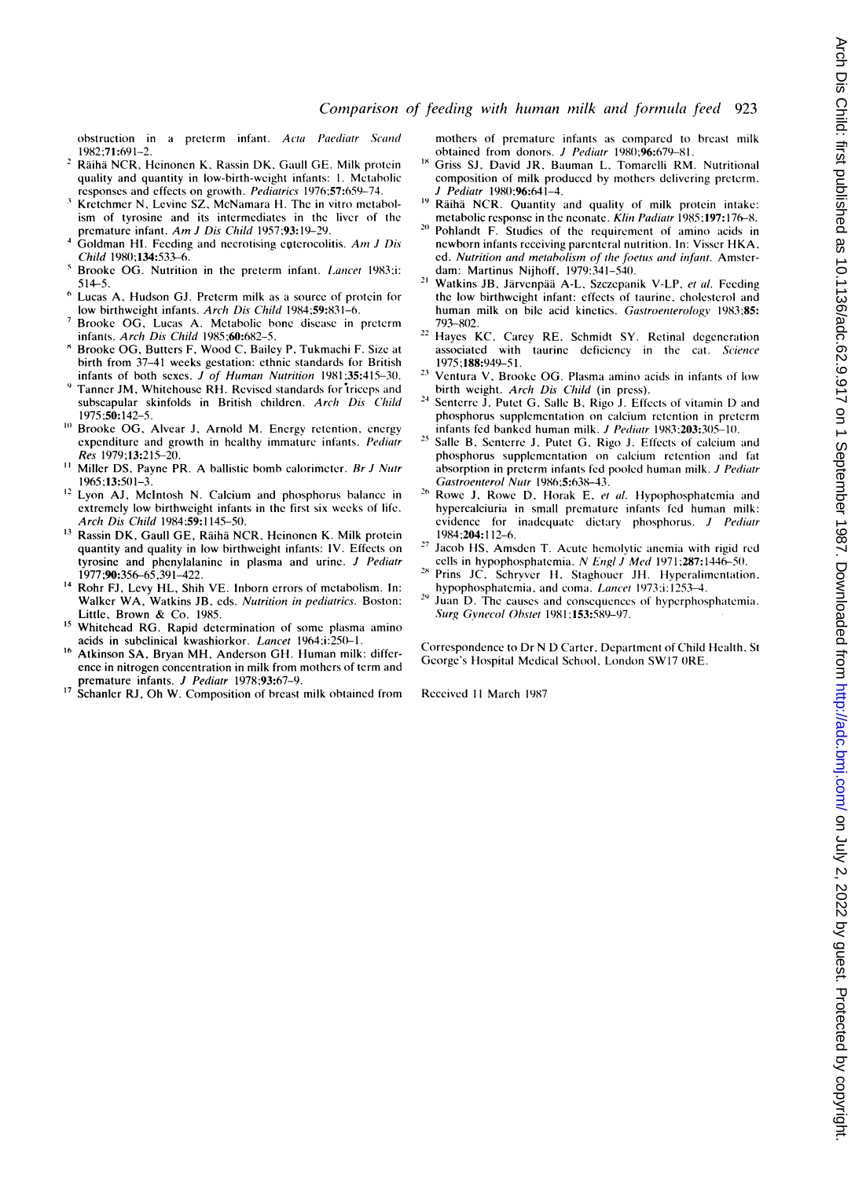obstruction in a preterm infant. *Acta Paediatr Scand* 1982;**71**:691–2.

[2] Räihä NCR, Heinonen K, Rassin DK, Gaull GE. Milk protein quality and quantity in low-birth-weight infants: 1. Metabolic responses and effects on growth. *Pediatrics* 1976;**57**:659–74.

[3] Kretchmer N, Levine SZ, McNamara H. The in vitro metabolism of tyrosine and its intermediates in the liver of the premature infant. *Am J Dis Child* 1957;**93**:19–29.

[4] Goldman HI. Feeding and necrotising enterocolitis. *Am J Dis Child* 1980;**134**:533–6.

[5] Brooke OG. Nutrition in the preterm infant. *Lancet* 1983;i: 514–5.

[6] Lucas A, Hudson GJ. Preterm milk as a source of protein for low birthweight infants. *Arch Dis Child* 1984;**59**:831–6.

[7] Brooke OG, Lucas A. Metabolic bone disease in preterm infants. *Arch Dis Child* 1985;**60**:682–5.

[8] Brooke OG, Butters F, Wood C, Bailey P, Tukmachi F. Size at birth from 37–41 weeks gestation: ethnic standards for British infants of both sexes. *J of Human Nutrition* 1981;**35**:415–30.

[9] Tanner JM, Whitehouse RH. Revised standards for triceps and subscapular skinfolds in British children. *Arch Dis Child* 1975;**50**:142–5.

[10] Brooke OG, Alvear J, Arnold M. Energy retention, energy expenditure and growth in healthy immature infants. *Pediatr Res* 1979;**13**:215–20.

[11] Miller DS, Payne PR. A ballistic bomb calorimeter. *Br J Nutr* 1965;**13**:501–3.

[12] Lyon AJ, McIntosh N. Calcium and phosphorus balance in extremely low birthweight infants in the first six weeks of life. *Arch Dis Child* 1984;**59**:1145–50.

[13] Rassin DK, Gaull GE, Räihä NCR, Heinonen K. Milk protein quantity and quality in low birthweight infants: IV. Effects on tyrosine and phenylalanine in plasma and urine. *J Pediatr* 1977;**90**:356–65,391–422.

[14] Rohr FJ, Levy HL, Shih VE. Inborn errors of metabolism. In: Walker WA, Watkins JB, eds. *Nutrition in pediatrics*. Boston: Little, Brown & Co. 1985.

[15] Whitehead RG. Rapid determination of some plasma amino acids in subclinical kwashiorkor. *Lancet* 1964;i:250–1.

[16] Atkinson SA, Bryan MH, Anderson GH. Human milk: difference in nitrogen concentration in milk from mothers of term and premature infants. *J Pediatr* 1978;**93**:67–9.

[17] Schanler RJ, Oh W. Composition of breast milk obtained from mothers of premature infants as compared to breast milk obtained from donors. *J Pediatr* 1980;**96**:679–81.

[18] Griss SJ, David JR, Bauman L, Tomarelli RM. Nutritional composition of milk produced by mothers delivering preterm. *J Pediatr* 1980;**96**:641–4.

[19] Räihä NCR. Quantity and quality of milk protein intake: metabolic response in the neonate. *Klin Padiatr* 1985;**197**:176–8.

[20] Pohlandt F. Studies of the requirement of amino acids in newborn infants receiving parenteral nutrition. In: Visser HKA, ed. *Nutrition and metabolism of the foetus and infant*. Amsterdam: Martinus Nijhoff, 1979:341–540.

[21] Watkins JB, Järvenpää A-L, Szczepanik V-LP, *et al*. Feeding the low birthweight infant: effects of taurine, cholesterol and human milk on bile acid kinetics. *Gastroenterology* 1983;**85**: 793–802.

[22] Hayes KC, Carey RE, Schmidt SY. Retinal degeneration associated with taurine deficiency in the cat. *Science* 1975;**188**:949–51.

[23] Ventura V, Brooke OG. Plasma amino acids in infants of low birth weight. *Arch Dis Child* (in press).

[24] Senterre J, Putet G, Salle B, Rigo J. Effects of vitamin D and phosphorus supplementation on calcium retention in preterm infants fed banked human milk. *J Pediatr* 1983;**203**:305–10.

[25] Salle B, Senterre J, Putet G, Rigo J. Effects of calcium and phosphorus supplementation on calcium retention and fat absorption in preterm infants fed pooled human milk. *J Pediatr Gastroenterol Nutr* 1986;**5**:638–43.

[26] Rowe J, Rowe D, Horak E, *et al*. Hypophosphatemia and hypercalciuria in small premature infants fed human milk: evidence for inadequate dietary phosphorus. *J Pediatr* 1984;**204**:112–6.

[27] Jacob HS, Amsden T. Acute hemolytic anemia with rigid red cells in hypophosphatemia. *N Engl J Med* 1971;**287**:1446–50.

[28] Prins JC, Schryver H, Staghouer JH. Hyperalimentation, hypophosphatemia, and coma. *Lancet* 1973;i:1253–4.

[29] Juan D. The causes and consequences of hyperphosphatemia. *Surg Gynecol Obstet* 1981;**153**:589–97.

Correspondence to Dr N D Carter, Department of Child Health, St George's Hospital Medical School, London SW17 0RE.

Received 11 March 1987